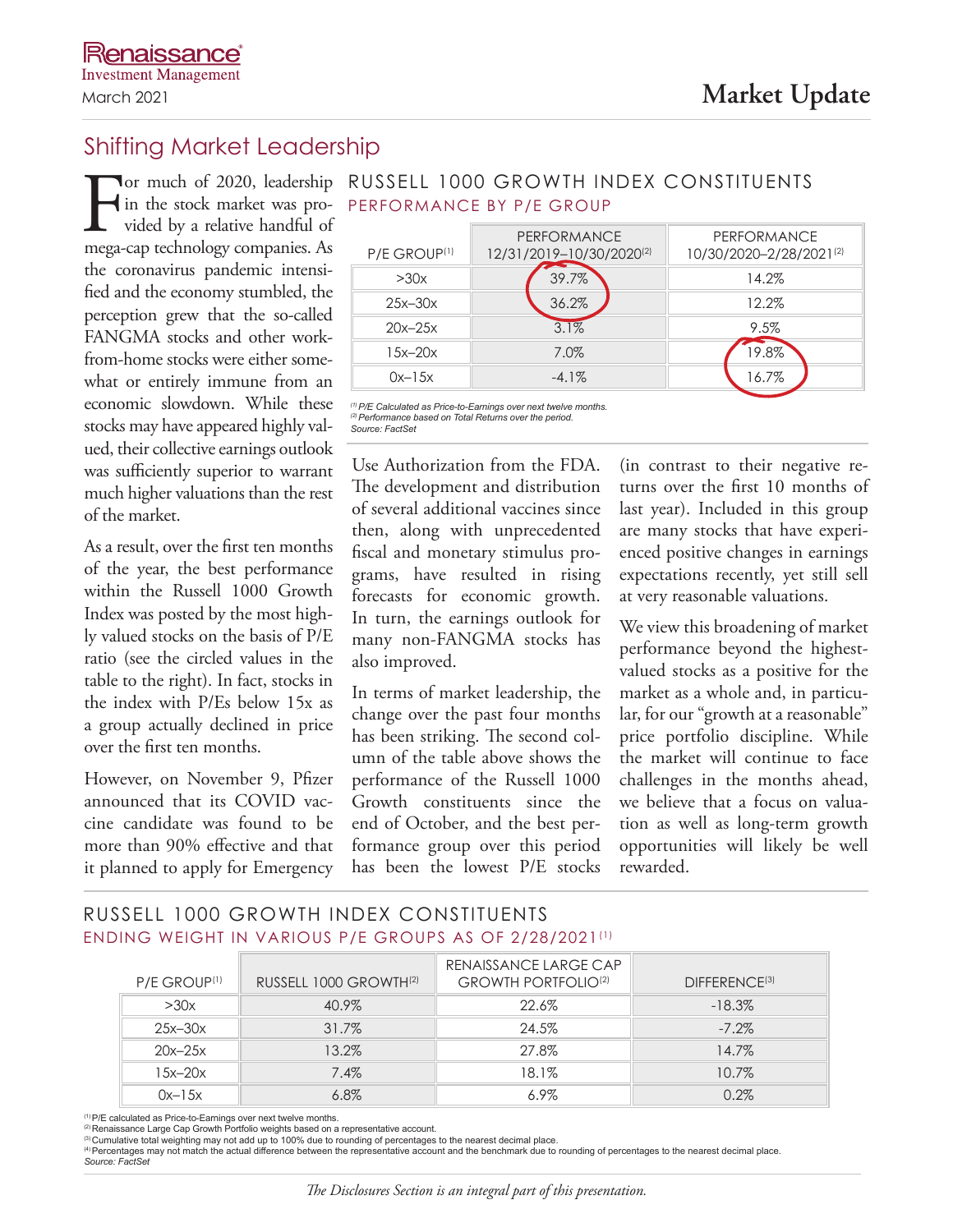Renaissance Investment Management

March 2021

# Market Update

## Shifting Market Leadership

For much of 2020, leadership in the stock market was provided by a relative handful of mega-cap technology companies. As the coronavirus pandemic intensified and the economy stumbled, the perception grew that the so-called FANGMA stocks and other work-from-home stocks were either somewhat or entirely immune from an economic slowdown. While these stocks may have appeared highly valued, their collective earnings outlook was sufficiently superior to warrant much higher valuations than the rest of the market.

As a result, over the first ten months of the year, the best performance within the Russell 1000 Growth Index was posted by the most highly valued stocks on the basis of P/E ratio (see the circled values in the table to the right). In fact, stocks in the index with P/Es below 15x as a group actually declined in price over the first ten months.

However, on November 9, Pfizer announced that its COVID vaccine candidate was found to be more than 90% effective and that it planned to apply for Emergency Use Authorization from the FDA. The development and distribution of several additional vaccines since then, along with unprecedented fiscal and monetary stimulus programs, have resulted in rising forecasts for economic growth. In turn, the earnings outlook for many non-FANGMA stocks has also improved.

In terms of market leadership, the change over the past four months has been striking. The second column of the table above shows the performance of the Russell 1000 Growth constituents since the end of October, and the best performance group over this period has been the lowest P/E stocks (in contrast to their negative returns over the first 10 months of last year). Included in this group are many stocks that have experienced positive changes in earnings expectations recently, yet still sell at very reasonable valuations.

We view this broadening of market performance beyond the highest-valued stocks as a positive for the market as a whole and, in particular, for our "growth at a reasonable" price portfolio discipline. While the market will continue to face challenges in the months ahead, we believe that a focus on valuation as well as long-term growth opportunities will likely be well rewarded.

### RUSSELL 1000 GROWTH INDEX CONSTITUENTS
#### PERFORMANCE BY P/E GROUP

| P/E GROUP[1] | PERFORMANCE 12/31/2019–10/30/2020[2] | PERFORMANCE 10/30/2020–2/28/2021[2] |
|---|---|---|
| >30x | 39.7% | 14.2% |
| 25x–30x | 36.2% | 12.2% |
| 20x–25x | 3.1% | 9.5% |
| 15x–20x | 7.0% | 19.8% |
| 0x–15x | -4.1% | 16.7% |

[1] P/E Calculated as Price-to-Earnings over next twelve months.
[2] Performance based on Total Returns over the period.
*Source: FactSet*

### RUSSELL 1000 GROWTH INDEX CONSTITUENTS
#### ENDING WEIGHT IN VARIOUS P/E GROUPS AS OF 2/28/2021[1]

| P/E GROUP[1] | RUSSELL 1000 GROWTH[2] | RENAISSANCE LARGE CAP GROWTH PORTFOLIO[2] | DIFFERENCE[3] |
|---|---|---|---|
| >30x | 40.9% | 22.6% | -18.3% |
| 25x–30x | 31.7% | 24.5% | -7.2% |
| 20x–25x | 13.2% | 27.8% | 14.7% |
| 15x–20x | 7.4% | 18.1% | 10.7% |
| 0x–15x | 6.8% | 6.9% | 0.2% |

[1] P/E calculated as Price-to-Earnings over next twelve months.
[2] Renaissance Large Cap Growth Portfolio weights based on a representative account.
[3] Cumulative total weighting may not add up to 100% due to rounding of percentages to the nearest decimal place.
[4] Percentages may not match the actual difference between the representative account and the benchmark due to rounding of percentages to the nearest decimal place.
*Source: FactSet*

*The Disclosures Section is an integral part of this presentation.*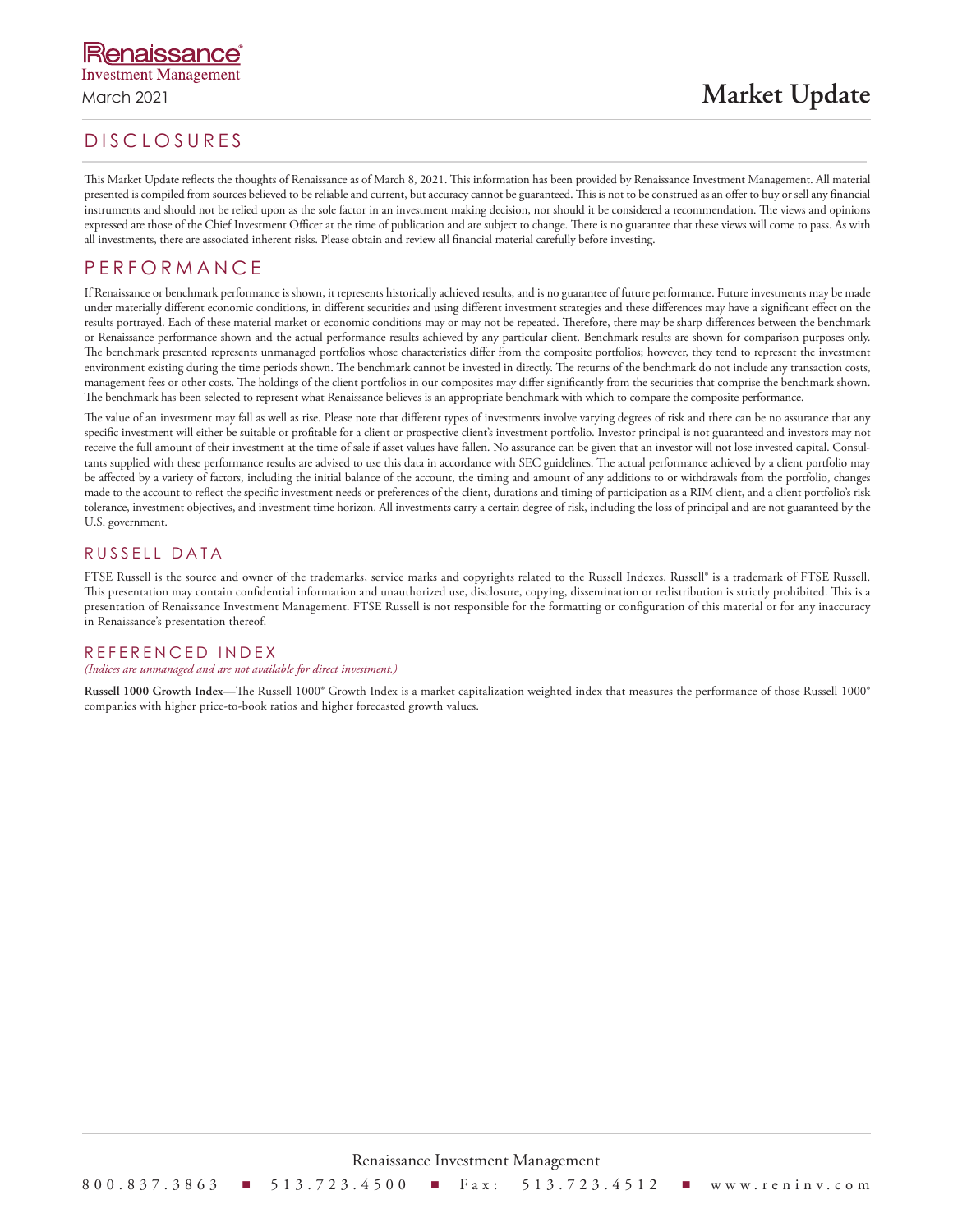## DISCLOSURES

This Market Update reflects the thoughts of Renaissance as of March 8, 2021. This information has been provided by Renaissance Investment Management. All material presented is compiled from sources believed to be reliable and current, but accuracy cannot be guaranteed. This is not to be construed as an offer to buy or sell any financial instruments and should not be relied upon as the sole factor in an investment making decision, nor should it be considered a recommendation. The views and opinions expressed are those of the Chief Investment Officer at the time of publication and are subject to change. There is no guarantee that these views will come to pass. As with all investments, there are associated inherent risks. Please obtain and review all financial material carefully before investing.

## PERFORMANCE

If Renaissance or benchmark performance is shown, it represents historically achieved results, and is no guarantee of future performance. Future investments may be made under materially different economic conditions, in different securities and using different investment strategies and these differences may have a significant effect on the results portrayed. Each of these material market or economic conditions may or may not be repeated. Therefore, there may be sharp differences between the benchmark or Renaissance performance shown and the actual performance results achieved by any particular client. Benchmark results are shown for comparison purposes only. The benchmark presented represents unmanaged portfolios whose characteristics differ from the composite portfolios; however, they tend to represent the investment environment existing during the time periods shown. The benchmark cannot be invested in directly. The returns of the benchmark do not include any transaction costs, management fees or other costs. The holdings of the client portfolios in our composites may differ significantly from the securities that comprise the benchmark shown. The benchmark has been selected to represent what Renaissance believes is an appropriate benchmark with which to compare the composite performance.

The value of an investment may fall as well as rise. Please note that different types of investments involve varying degrees of risk and there can be no assurance that any specific investment will either be suitable or profitable for a client or prospective client's investment portfolio. Investor principal is not guaranteed and investors may not receive the full amount of their investment at the time of sale if asset values have fallen. No assurance can be given that an investor will not lose invested capital. Consultants supplied with these performance results are advised to use this data in accordance with SEC guidelines. The actual performance achieved by a client portfolio may be affected by a variety of factors, including the initial balance of the account, the timing and amount of any additions to or withdrawals from the portfolio, changes made to the account to reflect the specific investment needs or preferences of the client, durations and timing of participation as a RIM client, and a client portfolio's risk tolerance, investment objectives, and investment time horizon. All investments carry a certain degree of risk, including the loss of principal and are not guaranteed by the U.S. government.

## RUSSELL DATA

FTSE Russell is the source and owner of the trademarks, service marks and copyrights related to the Russell Indexes. Russell® is a trademark of FTSE Russell. This presentation may contain confidential information and unauthorized use, disclosure, copying, dissemination or redistribution is strictly prohibited. This is a presentation of Renaissance Investment Management. FTSE Russell is not responsible for the formatting or configuration of this material or for any inaccuracy in Renaissance's presentation thereof.

## REFERENCED INDEX

*(Indices are unmanaged and are not available for direct investment.)*

**Russell 1000 Growth Index**—The Russell 1000® Growth Index is a market capitalization weighted index that measures the performance of those Russell 1000® companies with higher price-to-book ratios and higher forecasted growth values.

Renaissance Investment Management

800.837.3863 ■ 513.723.4500 ■ Fax: 513.723.4512 ■ www.reninv.com